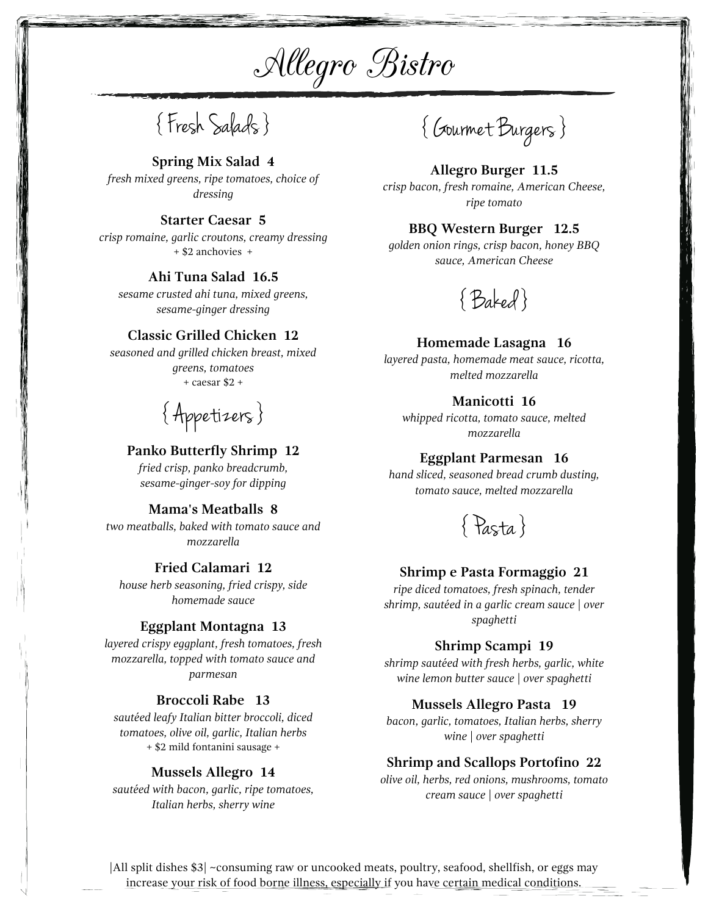# Allegro Bistro

## { Fresh Salads }

**Spring Mix Salad 4**
*fresh mixed greens, ripe tomatoes, choice of dressing*

**Starter Caesar 5**
*crisp romaine, garlic croutons, creamy dressing*
+ $2 anchovies +

**Ahi Tuna Salad 16.5**
*sesame crusted ahi tuna, mixed greens, sesame-ginger dressing*

**Classic Grilled Chicken 12**
*seasoned and grilled chicken breast, mixed greens, tomatoes*
+ caesar $2 +

## { Appetizers }

**Panko Butterfly Shrimp 12**
*fried crisp, panko breadcrumb, sesame-ginger-soy for dipping*

**Mama's Meatballs 8**
*two meatballs, baked with tomato sauce and mozzarella*

**Fried Calamari 12**
*house herb seasoning, fried crispy, side homemade sauce*

**Eggplant Montagna 13**
*layered crispy eggplant, fresh tomatoes, fresh mozzarella, topped with tomato sauce and parmesan*

**Broccoli Rabe 13**
*sautéed leafy Italian bitter broccoli, diced tomatoes, olive oil, garlic, Italian herbs*
+ $2 mild fontanini sausage +

**Mussels Allegro 14**
*sautéed with bacon, garlic, ripe tomatoes, Italian herbs, sherry wine*

## { Gourmet Burgers }

**Allegro Burger 11.5**
*crisp bacon, fresh romaine, American Cheese, ripe tomato*

**BBQ Western Burger 12.5**
*golden onion rings, crisp bacon, honey BBQ sauce, American Cheese*

## { Baked }

**Homemade Lasagna 16**
*layered pasta, homemade meat sauce, ricotta, melted mozzarella*

**Manicotti 16**
*whipped ricotta, tomato sauce, melted mozzarella*

**Eggplant Parmesan 16**
*hand sliced, seasoned bread crumb dusting, tomato sauce, melted mozzarella*

## { Pasta }

**Shrimp e Pasta Formaggio 21**
*ripe diced tomatoes, fresh spinach, tender shrimp, sautéed in a garlic cream sauce | over spaghetti*

**Shrimp Scampi 19**
*shrimp sautéed with fresh herbs, garlic, white wine lemon butter sauce | over spaghetti*

**Mussels Allegro Pasta 19**
*bacon, garlic, tomatoes, Italian herbs, sherry wine | over spaghetti*

**Shrimp and Scallops Portofino 22**
*olive oil, herbs, red onions, mushrooms, tomato cream sauce | over spaghetti*

|All split dishes $3| ~consuming raw or uncooked meats, poultry, seafood, shellfish, or eggs may increase your risk of food borne illness, especially if you have certain medical conditions.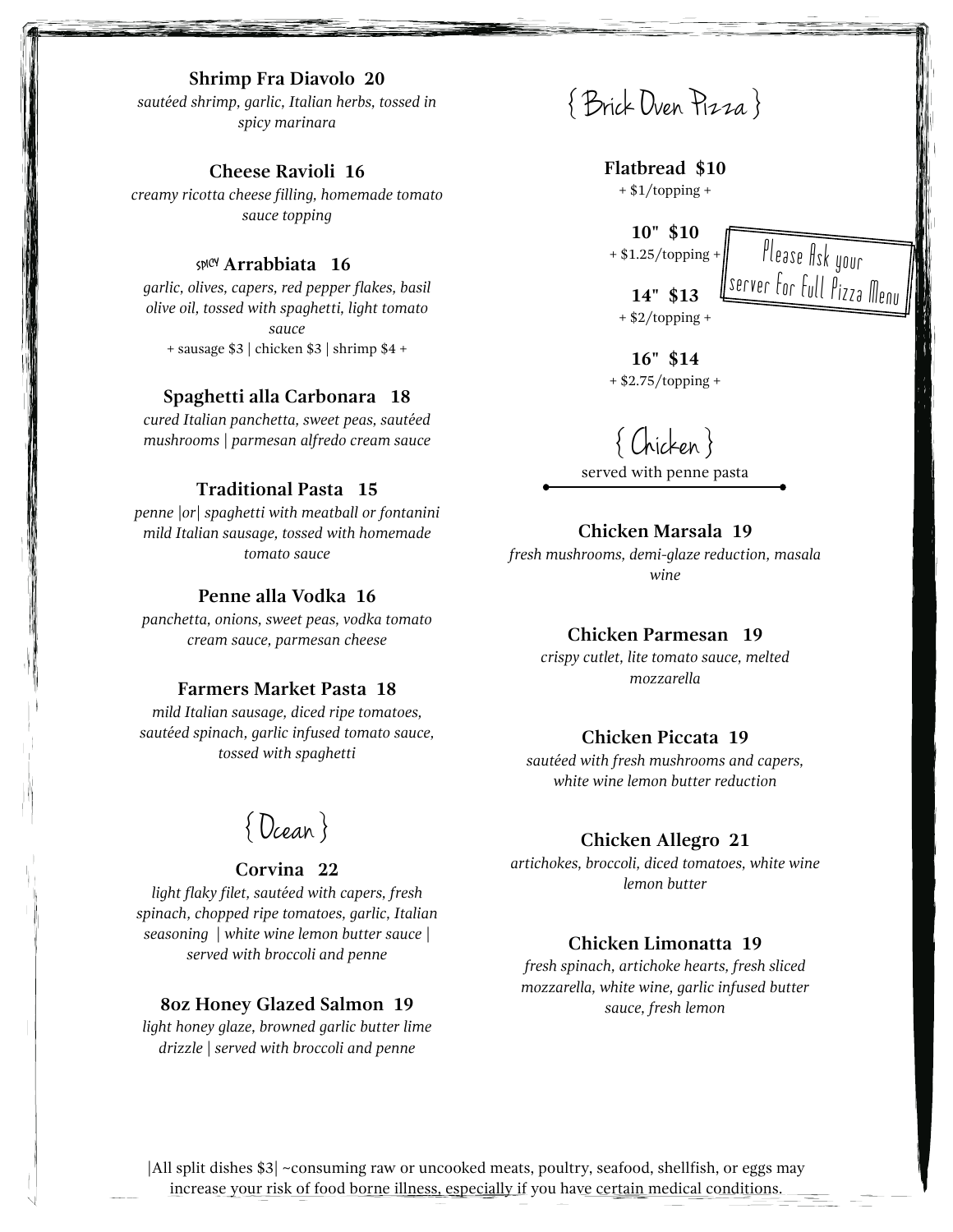**Shrimp Fra Diavolo 20**
*sautéed shrimp, garlic, Italian herbs, tossed in spicy marinara*

**Cheese Ravioli 16**
*creamy ricotta cheese filling, homemade tomato sauce topping*

SPICY **Arrabbiata 16**
*garlic, olives, capers, red pepper flakes, basil olive oil, tossed with spaghetti, light tomato sauce*
+ sausage $3 | chicken $3 | shrimp $4 +

**Spaghetti alla Carbonara 18**
*cured Italian panchetta, sweet peas, sautéed mushrooms | parmesan alfredo cream sauce*

**Traditional Pasta 15**
*penne |or| spaghetti with meatball or fontanini mild Italian sausage, tossed with homemade tomato sauce*

**Penne alla Vodka 16**
*panchetta, onions, sweet peas, vodka tomato cream sauce, parmesan cheese*

**Farmers Market Pasta 18**
*mild Italian sausage, diced ripe tomatoes, sautéed spinach, garlic infused tomato sauce, tossed with spaghetti*

## { Ocean }

**Corvina 22**
*light flaky filet, sautéed with capers, fresh spinach, chopped ripe tomatoes, garlic, Italian seasoning | white wine lemon butter sauce | served with broccoli and penne*

**8oz Honey Glazed Salmon 19**
*light honey glaze, browned garlic butter lime drizzle | served with broccoli and penne*

## { Brick Oven Pizza }

**Flatbread $10**
+ $1/topping +

**10" $10**
+ $1.25/topping +

**14" $13**
+ $2/topping +

**16" $14**
+ $2.75/topping +

Please Ask your server For Full Pizza Menu

## { Chicken }

served with penne pasta

**Chicken Marsala 19**
*fresh mushrooms, demi-glaze reduction, masala wine*

**Chicken Parmesan 19**
*crispy cutlet, lite tomato sauce, melted mozzarella*

**Chicken Piccata 19**
*sautéed with fresh mushrooms and capers, white wine lemon butter reduction*

**Chicken Allegro 21**
*artichokes, broccoli, diced tomatoes, white wine lemon butter*

**Chicken Limonatta 19**
*fresh spinach, artichoke hearts, fresh sliced mozzarella, white wine, garlic infused butter sauce, fresh lemon*

|All split dishes $3| ~consuming raw or uncooked meats, poultry, seafood, shellfish, or eggs may increase your risk of food borne illness, especially if you have certain medical conditions.